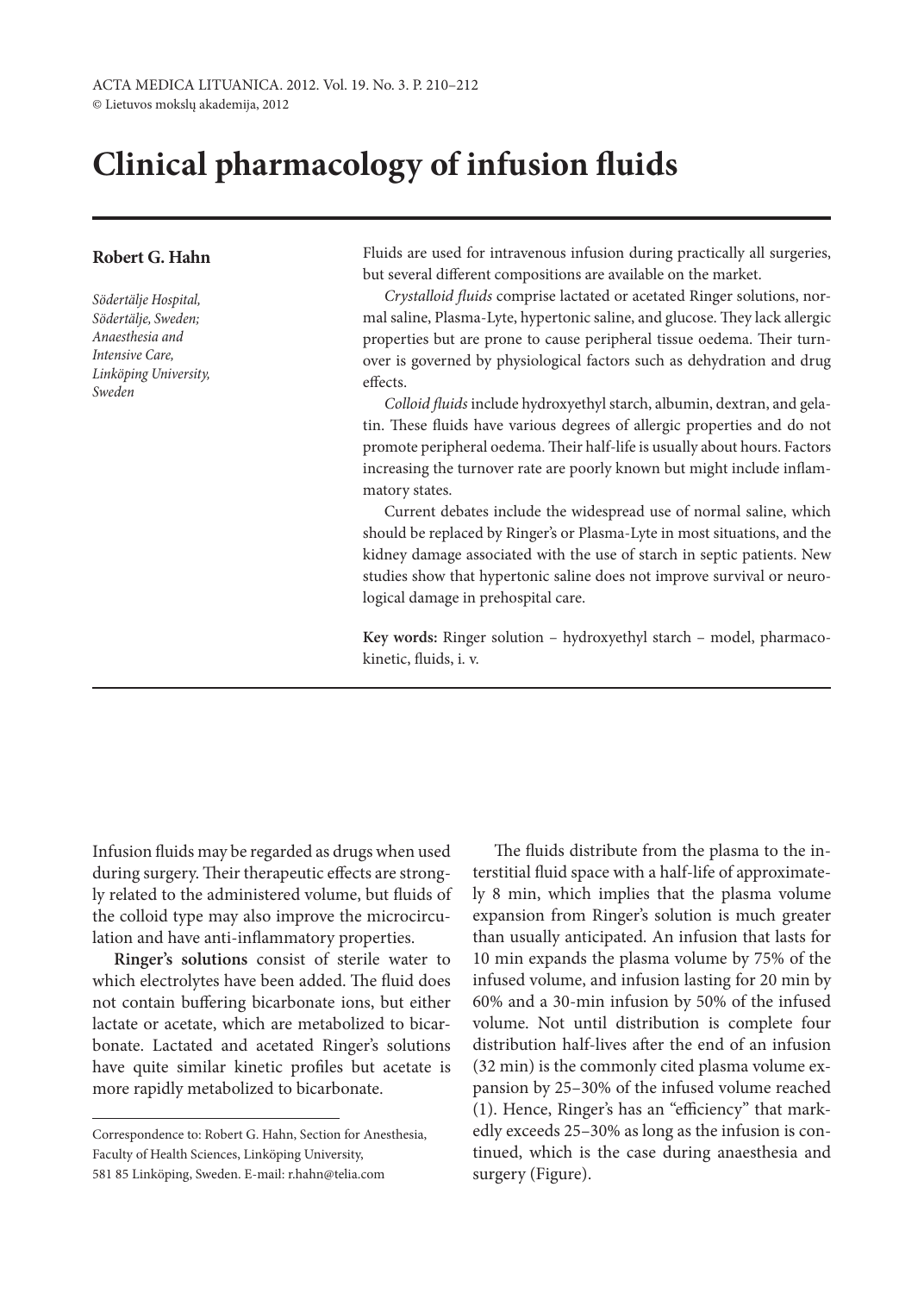…

# Clinical pharmacology of infusion fluids

**Robert G. Hahn**

*Södertälje Hospital, Södertälje, Sweden; Anaesthesia and Intensive Care, Linköping University, Sweden*

Fluids are used for intravenous infusion during practically all surgeries, but several different compositions are available on the market.

*Crystalloid fluids* comprise lactated or acetated Ringer solutions, normal saline, Plasma-Lyte, hypertonic saline, and glucose. They lack allergic properties but are prone to cause peripheral tissue oedema. Their turnover is governed by physiological factors such as dehydration and drug effects.

*Colloid fluids* include hydroxyethyl starch, albumin, dextran, and gelatin. These fluids have various degrees of allergic properties and do not promote peripheral oedema. Their half-life is usually about hours. Factors increasing the turnover rate are poorly known but might include inflammatory states.

Current debates include the widespread use of normal saline, which should be replaced by Ringer's or Plasma-Lyte in most situations, and the kidney damage associated with the use of starch in septic patients. New studies show that hypertonic saline does not improve survival or neurological damage in prehospital care.

**Key words:** Ringer solution – hydroxyethyl starch – model, pharmacokinetic, fluids, i. v.

Infusion fluids may be regarded as drugs when used during surgery. Their therapeutic effects are strongly related to the administered volume, but fluids of the colloid type may also improve the microcirculation and have anti-inflammatory properties.

**Ringer's solutions** consist of sterile water to which electrolytes have been added. The fluid does not contain buffering bicarbonate ions, but either lactate or acetate, which are metabolized to bicarbonate. Lactated and acetated Ringer's solutions have quite similar kinetic profiles but acetate is more rapidly metabolized to bicarbonate.

The fluids distribute from the plasma to the interstitial fluid space with a half-life of approximately 8 min, which implies that the plasma volume expansion from Ringer's solution is much greater than usually anticipated. An infusion that lasts for 10 min expands the plasma volume by 75% of the infused volume, and infusion lasting for 20 min by 60% and a 30-min infusion by 50% of the infused volume. Not until distribution is complete four distribution half-lives after the end of an infusion (32 min) is the commonly cited plasma volume expansion by 25–30% of the infused volume reached (1). Hence, Ringer's has an "efficiency" that markedly exceeds 25–30% as long as the infusion is continued, which is the case during anaesthesia and surgery (Figure).

---

Correspondence to: Robert G. Hahn, Section for Anesthesia, Faculty of Health Sciences, Linköping University, 581 85 Linköping, Sweden. E-mail: r.hahn@telia.com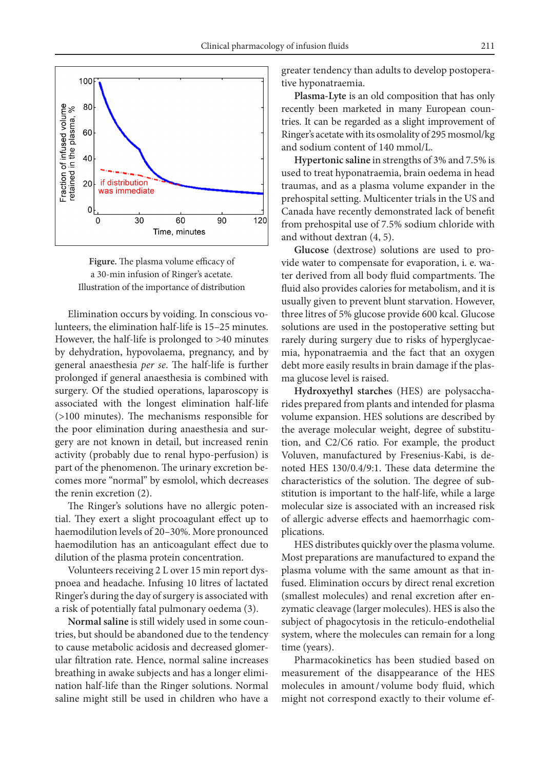**Figure.** The plasma volume efficacy of a 30-min infusion of Ringer's acetate. Illustration of the importance of distribution

Elimination occurs by voiding. In conscious volunteers, the elimination half-life is 15–25 minutes. However, the half-life is prolonged to >40 minutes by dehydration, hypovolaema, pregnancy, and by general anaesthesia *per se*. The half-life is further prolonged if general anaesthesia is combined with surgery. Of the studied operations, laparoscopy is associated with the longest elimination half-life (>100 minutes). The mechanisms responsible for the poor elimination during anaesthesia and surgery are not known in detail, but increased renin activity (probably due to renal hypo-perfusion) is part of the phenomenon. The urinary excretion becomes more "normal" by esmolol, which decreases the renin excretion (2).

The Ringer's solutions have no allergic potential. They exert a slight procoagulant effect up to haemodilution levels of 20–30%. More pronounced haemodilution has an anticoagulant effect due to dilution of the plasma protein concentration.

Volunteers receiving 2 L over 15 min report dyspnoea and headache. Infusing 10 litres of lactated Ringer's during the day of surgery is associated with a risk of potentially fatal pulmonary oedema (3).

**Normal saline** is still widely used in some countries, but should be abandoned due to the tendency to cause metabolic acidosis and decreased glomerular filtration rate. Hence, normal saline increases breathing in awake subjects and has a longer elimination half-life than the Ringer solutions. Normal saline might still be used in children who have a greater tendency than adults to develop postoperative hyponatraemia.

**Plasma-Lyte** is an old composition that has only recently been marketed in many European countries. It can be regarded as a slight improvement of Ringer's acetate with its osmolality of 295 mosmol/kg and sodium content of 140 mmol/L.

**Hypertonic saline** in strengths of 3% and 7.5% is used to treat hyponatraemia, brain oedema in head traumas, and as a plasma volume expander in the prehospital setting. Multicenter trials in the US and Canada have recently demonstrated lack of benefit from prehospital use of 7.5% sodium chloride with and without dextran (4, 5).

**Glucose** (dextrose) solutions are used to provide water to compensate for evaporation, i. e. water derived from all body fluid compartments. The fluid also provides calories for metabolism, and it is usually given to prevent blunt starvation. However, three litres of 5% glucose provide 600 kcal. Glucose solutions are used in the postoperative setting but rarely during surgery due to risks of hyperglycaemia, hyponatraemia and the fact that an oxygen debt more easily results in brain damage if the plasma glucose level is raised.

**Hydroxyethyl starches** (HES) are polysaccharides prepared from plants and intended for plasma volume expansion. HES solutions are described by the average molecular weight, degree of substitution, and C2/C6 ratio. For example, the product Voluven, manufactured by Fresenius-Kabi, is denoted HES 130/0.4/9:1. These data determine the characteristics of the solution. The degree of substitution is important to the half-life, while a large molecular size is associated with an increased risk of allergic adverse effects and haemorrhagic complications.

HES distributes quickly over the plasma volume. Most preparations are manufactured to expand the plasma volume with the same amount as that infused. Elimination occurs by direct renal excretion (smallest molecules) and renal excretion after enzymatic cleavage (larger molecules). HES is also the subject of phagocytosis in the reticulo-endothelial system, where the molecules can remain for a long time (years).

Pharmacokinetics has been studied based on measurement of the disappearance of the HES molecules in amount / volume body fluid, which might not correspond exactly to their volume ef-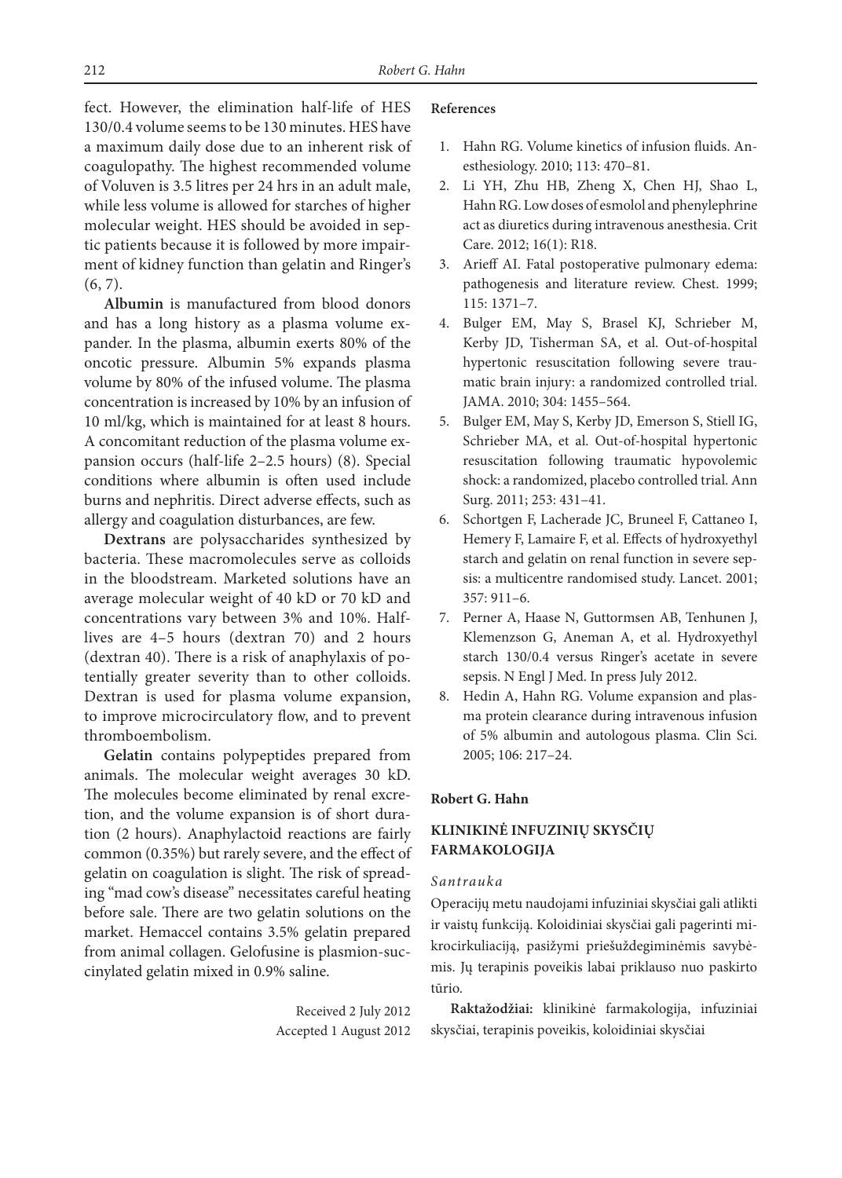fect. However, the elimination half-life of HES 130/0.4 volume seems to be 130 minutes. HES have a maximum daily dose due to an inherent risk of coagulopathy. The highest recommended volume of Voluven is 3.5 litres per 24 hrs in an adult male, while less volume is allowed for starches of higher molecular weight. HES should be avoided in septic patients because it is followed by more impairment of kidney function than gelatin and Ringer's (6, 7).

**Albumin** is manufactured from blood donors and has a long history as a plasma volume expander. In the plasma, albumin exerts 80% of the oncotic pressure. Albumin 5% expands plasma volume by 80% of the infused volume. The plasma concentration is increased by 10% by an infusion of 10 ml/kg, which is maintained for at least 8 hours. A concomitant reduction of the plasma volume expansion occurs (half-life 2–2.5 hours) (8). Special conditions where albumin is often used include burns and nephritis. Direct adverse effects, such as allergy and coagulation disturbances, are few.

**Dextrans** are polysaccharides synthesized by bacteria. These macromolecules serve as colloids in the bloodstream. Marketed solutions have an average molecular weight of 40 kD or 70 kD and concentrations vary between 3% and 10%. Half-lives are 4–5 hours (dextran 70) and 2 hours (dextran 40). There is a risk of anaphylaxis of potentially greater severity than to other colloids. Dextran is used for plasma volume expansion, to improve microcirculatory flow, and to prevent thromboembolism.

**Gelatin** contains polypeptides prepared from animals. The molecular weight averages 30 kD. The molecules become eliminated by renal excretion, and the volume expansion is of short duration (2 hours). Anaphylactoid reactions are fairly common (0.35%) but rarely severe, and the effect of gelatin on coagulation is slight. The risk of spreading "mad cow's disease" necessitates careful heating before sale. There are two gelatin solutions on the market. Hemaccel contains 3.5% gelatin prepared from animal collagen. Gelofusine is plasmion-succinylated gelatin mixed in 0.9% saline.

Received 2 July 2012
Accepted 1 August 2012

**References**

1. Hahn RG. Volume kinetics of infusion fluids. Anesthesiology. 2010; 113: 470–81.
2. Li YH, Zhu HB, Zheng X, Chen HJ, Shao L, Hahn RG. Low doses of esmolol and phenylephrine act as diuretics during intravenous anesthesia. Crit Care. 2012; 16(1): R18.
3. Arieff AI. Fatal postoperative pulmonary edema: pathogenesis and literature review. Chest. 1999; 115: 1371–7.
4. Bulger EM, May S, Brasel KJ, Schrieber M, Kerby JD, Tisherman SA, et al. Out-of-hospital hypertonic resuscitation following severe traumatic brain injury: a randomized controlled trial. JAMA. 2010; 304: 1455–564.
5. Bulger EM, May S, Kerby JD, Emerson S, Stiell IG, Schrieber MA, et al. Out-of-hospital hypertonic resuscitation following traumatic hypovolemic shock: a randomized, placebo controlled trial. Ann Surg. 2011; 253: 431–41.
6. Schortgen F, Lacherade JC, Bruneel F, Cattaneo I, Hemery F, Lamaire F, et al. Effects of hydroxyethyl starch and gelatin on renal function in severe sepsis: a multicentre randomised study. Lancet. 2001; 357: 911–6.
7. Perner A, Haase N, Guttormsen AB, Tenhunen J, Klemenzson G, Aneman A, et al. Hydroxyethyl starch 130/0.4 versus Ringer's acetate in severe sepsis. N Engl J Med. In press July 2012.
8. Hedin A, Hahn RG. Volume expansion and plasma protein clearance during intravenous infusion of 5% albumin and autologous plasma. Clin Sci. 2005; 106: 217–24.

**Robert G. Hahn**

## KLINIKINĖ INFUZINIŲ SKYSČIŲ FARMAKOLOGIJA

*Santrauka*

Operacijų metu naudojami infuziniai skysčiai gali atlikti ir vaistų funkciją. Koloidiniai skysčiai gali pagerinti mikrocirkuliaciją, pasižymi priešuždegiminėmis savybėmis. Jų terapinis poveikis labai priklauso nuo paskirto tūrio.

**Raktažodžiai:** klinikinė farmakologija, infuziniai skysčiai, terapinis poveikis, koloidiniai skysčiai